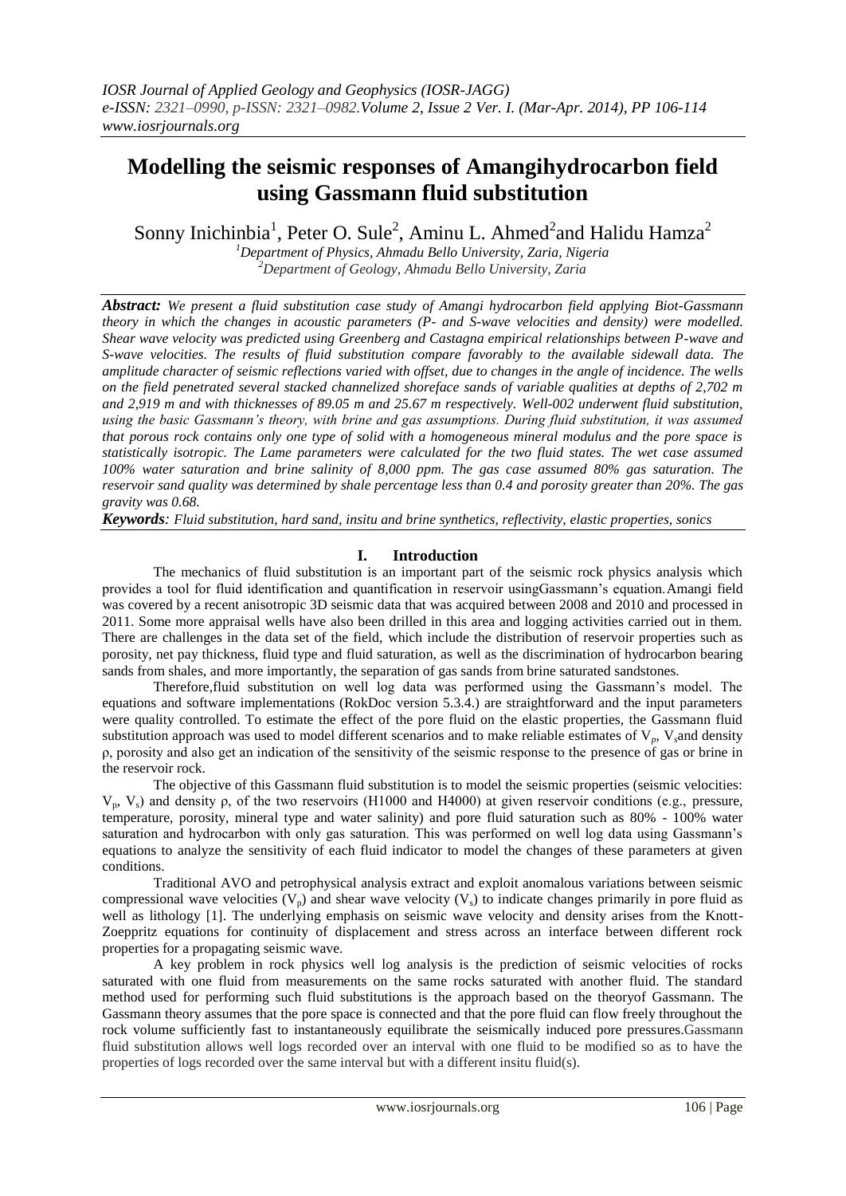# Modelling the seismic responses of Amangihydrocarbon field using Gassmann fluid substitution

Sonny Inichinbia[1], Peter O. Sule[2], Aminu L. Ahmed[2]and Halidu Hamza[2]

[1]Department of Physics, Ahmadu Bello University, Zaria, Nigeria
[2]Department of Geology, Ahmadu Bello University, Zaria

***Abstract:*** *We present a fluid substitution case study of Amangi hydrocarbon field applying Biot-Gassmann theory in which the changes in acoustic parameters (P- and S-wave velocities and density) were modelled. Shear wave velocity was predicted using Greenberg and Castagna empirical relationships between P-wave and S-wave velocities. The results of fluid substitution compare favorably to the available sidewall data. The amplitude character of seismic reflections varied with offset, due to changes in the angle of incidence. The wells on the field penetrated several stacked channelized shoreface sands of variable qualities at depths of 2,702 m and 2,919 m and with thicknesses of 89.05 m and 25.67 m respectively. Well-002 underwent fluid substitution, using the basic Gassmann's theory, with brine and gas assumptions. During fluid substitution, it was assumed that porous rock contains only one type of solid with a homogeneous mineral modulus and the pore space is statistically isotropic. The Lame parameters were calculated for the two fluid states. The wet case assumed 100% water saturation and brine salinity of 8,000 ppm. The gas case assumed 80% gas saturation. The reservoir sand quality was determined by shale percentage less than 0.4 and porosity greater than 20%. The gas gravity was 0.68.*

***Keywords****: Fluid substitution, hard sand, insitu and brine synthetics, reflectivity, elastic properties, sonics*

## I. Introduction

The mechanics of fluid substitution is an important part of the seismic rock physics analysis which provides a tool for fluid identification and quantification in reservoir usingGassmann's equation. Amangi field was covered by a recent anisotropic 3D seismic data that was acquired between 2008 and 2010 and processed in 2011. Some more appraisal wells have also been drilled in this area and logging activities carried out in them. There are challenges in the data set of the field, which include the distribution of reservoir properties such as porosity, net pay thickness, fluid type and fluid saturation, as well as the discrimination of hydrocarbon bearing sands from shales, and more importantly, the separation of gas sands from brine saturated sandstones.

Therefore,fluid substitution on well log data was performed using the Gassmann's model. The equations and software implementations (RokDoc version 5.3.4.) are straightforward and the input parameters were quality controlled. To estimate the effect of the pore fluid on the elastic properties, the Gassmann fluid substitution approach was used to model different scenarios and to make reliable estimates of $V_p$, $V_s$and density ρ, porosity and also get an indication of the sensitivity of the seismic response to the presence of gas or brine in the reservoir rock.

The objective of this Gassmann fluid substitution is to model the seismic properties (seismic velocities: $V_p$, $V_s$) and density ρ, of the two reservoirs (H1000 and H4000) at given reservoir conditions (e.g., pressure, temperature, porosity, mineral type and water salinity) and pore fluid saturation such as 80% - 100% water saturation and hydrocarbon with only gas saturation. This was performed on well log data using Gassmann's equations to analyze the sensitivity of each fluid indicator to model the changes of these parameters at given conditions.

Traditional AVO and petrophysical analysis extract and exploit anomalous variations between seismic compressional wave velocities ($V_p$) and shear wave velocity ($V_s$) to indicate changes primarily in pore fluid as well as lithology [1]. The underlying emphasis on seismic wave velocity and density arises from the Knott-Zoeppritz equations for continuity of displacement and stress across an interface between different rock properties for a propagating seismic wave.

A key problem in rock physics well log analysis is the prediction of seismic velocities of rocks saturated with one fluid from measurements on the same rocks saturated with another fluid. The standard method used for performing such fluid substitutions is the approach based on the theoryof Gassmann. The Gassmann theory assumes that the pore space is connected and that the pore fluid can flow freely throughout the rock volume sufficiently fast to instantaneously equilibrate the seismically induced pore pressures.Gassmann fluid substitution allows well logs recorded over an interval with one fluid to be modified so as to have the properties of logs recorded over the same interval but with a different insitu fluid(s).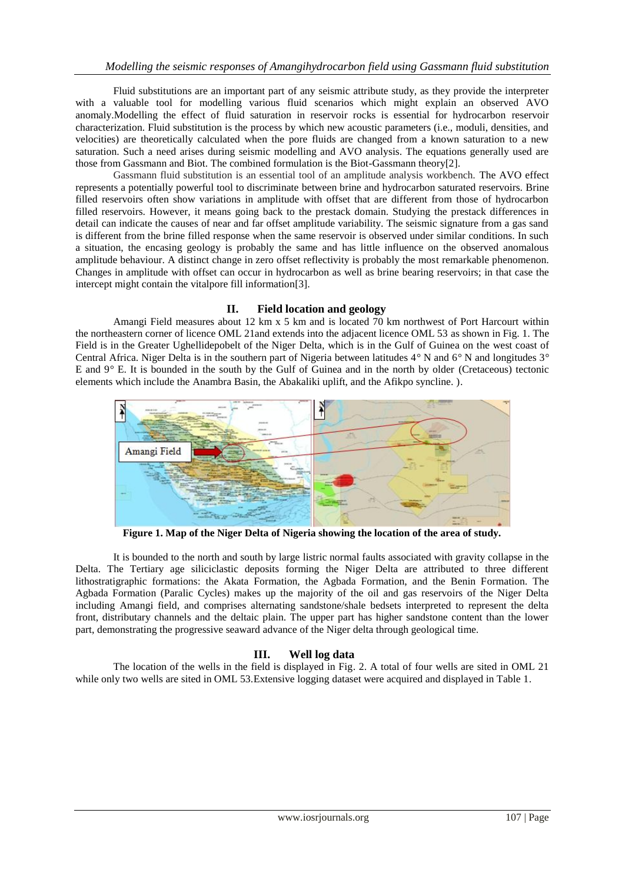Fluid substitutions are an important part of any seismic attribute study, as they provide the interpreter with a valuable tool for modelling various fluid scenarios which might explain an observed AVO anomaly.Modelling the effect of fluid saturation in reservoir rocks is essential for hydrocarbon reservoir characterization. Fluid substitution is the process by which new acoustic parameters (i.e., moduli, densities, and velocities) are theoretically calculated when the pore fluids are changed from a known saturation to a new saturation. Such a need arises during seismic modelling and AVO analysis. The equations generally used are those from Gassmann and Biot. The combined formulation is the Biot-Gassmann theory[2].

Gassmann fluid substitution is an essential tool of an amplitude analysis workbench. The AVO effect represents a potentially powerful tool to discriminate between brine and hydrocarbon saturated reservoirs. Brine filled reservoirs often show variations in amplitude with offset that are different from those of hydrocarbon filled reservoirs. However, it means going back to the prestack domain. Studying the prestack differences in detail can indicate the causes of near and far offset amplitude variability. The seismic signature from a gas sand is different from the brine filled response when the same reservoir is observed under similar conditions. In such a situation, the encasing geology is probably the same and has little influence on the observed anomalous amplitude behaviour. A distinct change in zero offset reflectivity is probably the most remarkable phenomenon. Changes in amplitude with offset can occur in hydrocarbon as well as brine bearing reservoirs; in that case the intercept might contain the vitalpore fill information[3].

## II. Field location and geology

Amangi Field measures about 12 km x 5 km and is located 70 km northwest of Port Harcourt within the northeastern corner of licence OML 21and extends into the adjacent licence OML 53 as shown in Fig. 1. The Field is in the Greater Ughellidepobelt of the Niger Delta, which is in the Gulf of Guinea on the west coast of Central Africa. Niger Delta is in the southern part of Nigeria between latitudes 4° N and 6° N and longitudes 3° E and 9° E. It is bounded in the south by the Gulf of Guinea and in the north by older (Cretaceous) tectonic elements which include the Anambra Basin, the Abakaliki uplift, and the Afikpo syncline. ).

**Figure 1. Map of the Niger Delta of Nigeria showing the location of the area of study.**

It is bounded to the north and south by large listric normal faults associated with gravity collapse in the Delta. The Tertiary age siliciclastic deposits forming the Niger Delta are attributed to three different lithostratigraphic formations: the Akata Formation, the Agbada Formation, and the Benin Formation. The Agbada Formation (Paralic Cycles) makes up the majority of the oil and gas reservoirs of the Niger Delta including Amangi field, and comprises alternating sandstone/shale bedsets interpreted to represent the delta front, distributary channels and the deltaic plain. The upper part has higher sandstone content than the lower part, demonstrating the progressive seaward advance of the Niger delta through geological time.

## III. Well log data

The location of the wells in the field is displayed in Fig. 2. A total of four wells are sited in OML 21 while only two wells are sited in OML 53.Extensive logging dataset were acquired and displayed in Table 1.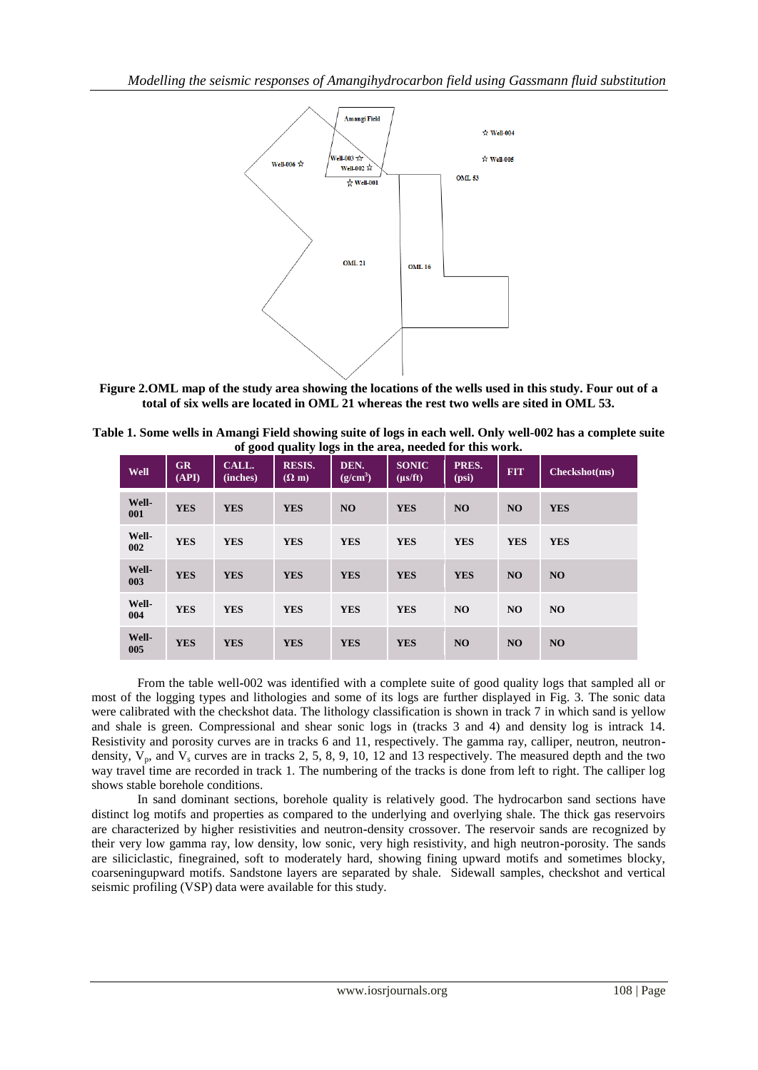**Figure 2.OML map of the study area showing the locations of the wells used in this study. Four out of a total of six wells are located in OML 21 whereas the rest two wells are sited in OML 53.**

**Table 1. Some wells in Amangi Field showing suite of logs in each well. Only well-002 has a complete suite of good quality logs in the area, needed for this work.**

| Well | GR (API) | CALL. (inches) | RESIS. (Ω m) | DEN. (g/cm$^3$) | SONIC (μs/ft) | PRES. (psi) | FIT | Checkshot(ms) |
|---|---|---|---|---|---|---|---|---|
| Well-001 | YES | YES | YES | NO | YES | NO | NO | YES |
| Well-002 | YES | YES | YES | YES | YES | YES | YES | YES |
| Well-003 | YES | YES | YES | YES | YES | YES | NO | NO |
| Well-004 | YES | YES | YES | YES | YES | NO | NO | NO |
| Well-005 | YES | YES | YES | YES | YES | NO | NO | NO |

From the table well-002 was identified with a complete suite of good quality logs that sampled all or most of the logging types and lithologies and some of its logs are further displayed in Fig. 3. The sonic data were calibrated with the checkshot data. The lithology classification is shown in track 7 in which sand is yellow and shale is green. Compressional and shear sonic logs in (tracks 3 and 4) and density log is intrack 14. Resistivity and porosity curves are in tracks 6 and 11, respectively. The gamma ray, calliper, neutron, neutron-density, $V_p$, and $V_s$ curves are in tracks 2, 5, 8, 9, 10, 12 and 13 respectively. The measured depth and the two way travel time are recorded in track 1. The numbering of the tracks is done from left to right. The calliper log shows stable borehole conditions.

In sand dominant sections, borehole quality is relatively good. The hydrocarbon sand sections have distinct log motifs and properties as compared to the underlying and overlying shale. The thick gas reservoirs are characterized by higher resistivities and neutron-density crossover. The reservoir sands are recognized by their very low gamma ray, low density, low sonic, very high resistivity, and high neutron-porosity. The sands are siliciclastic, finegrained, soft to moderately hard, showing fining upward motifs and sometimes blocky, coarseningupward motifs. Sandstone layers are separated by shale. Sidewall samples, checkshot and vertical seismic profiling (VSP) data were available for this study.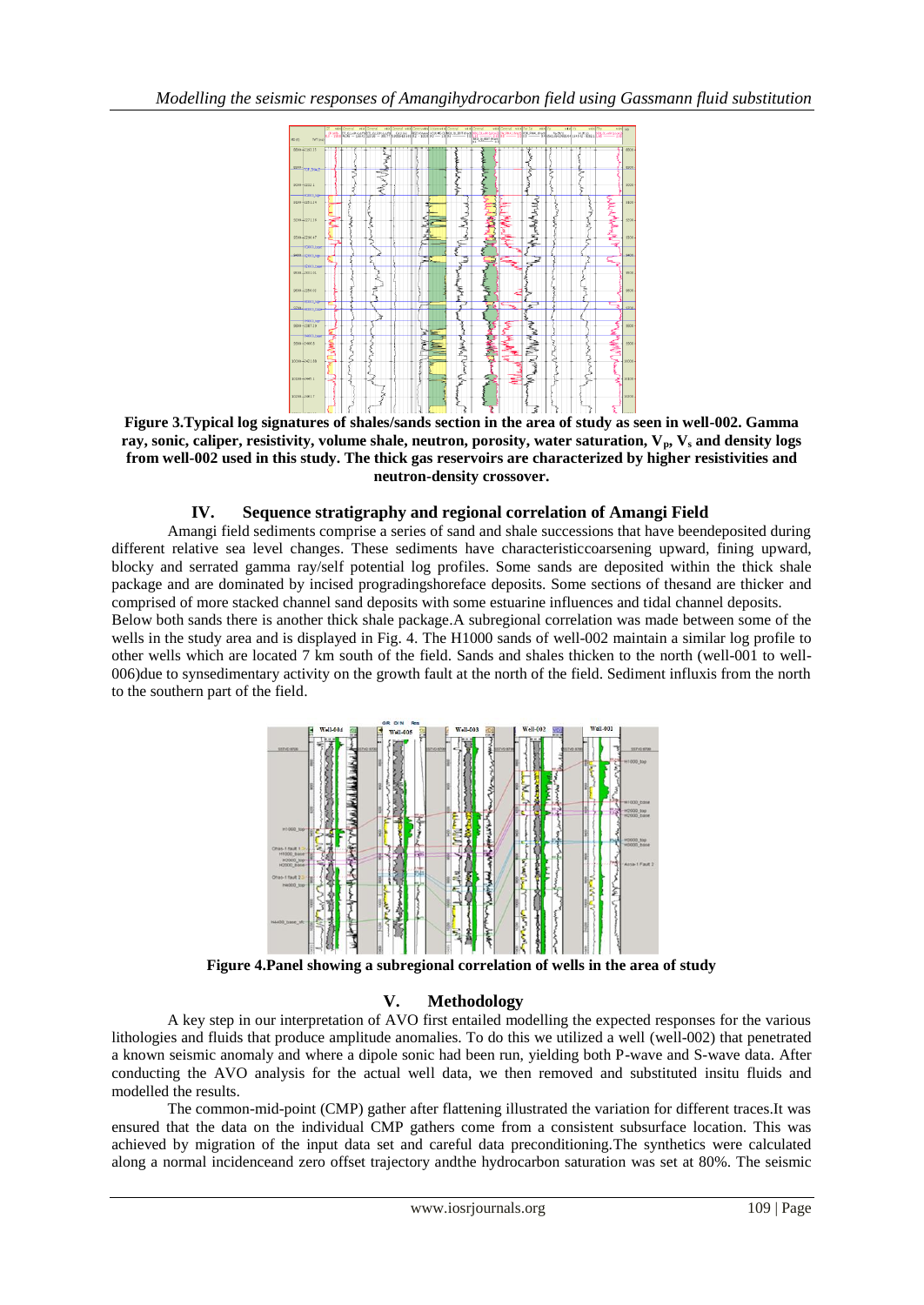**Figure 3.Typical log signatures of shales/sands section in the area of study as seen in well-002. Gamma ray, sonic, caliper, resistivity, volume shale, neutron, porosity, water saturation, $V_p$, $V_s$ and density logs from well-002 used in this study. The thick gas reservoirs are characterized by higher resistivities and neutron-density crossover.**

## IV. Sequence stratigraphy and regional correlation of Amangi Field

Amangi field sediments comprise a series of sand and shale successions that have beendeposited during different relative sea level changes. These sediments have characteristiccoarsening upward, fining upward, blocky and serrated gamma ray/self potential log profiles. Some sands are deposited within the thick shale package and are dominated by incised progradingshoreface deposits. Some sections of thesand are thicker and comprised of more stacked channel sand deposits with some estuarine influences and tidal channel deposits.

Below both sands there is another thick shale package.A subregional correlation was made between some of the wells in the study area and is displayed in Fig. 4. The H1000 sands of well-002 maintain a similar log profile to other wells which are located 7 km south of the field. Sands and shales thicken to the north (well-001 to well-006)due to synsedimentary activity on the growth fault at the north of the field. Sediment influxis from the north to the southern part of the field.

**Figure 4.Panel showing a subregional correlation of wells in the area of study**

## V. Methodology

A key step in our interpretation of AVO first entailed modelling the expected responses for the various lithologies and fluids that produce amplitude anomalies. To do this we utilized a well (well-002) that penetrated a known seismic anomaly and where a dipole sonic had been run, yielding both P-wave and S-wave data. After conducting the AVO analysis for the actual well data, we then removed and substituted insitu fluids and modelled the results.

The common-mid-point (CMP) gather after flattening illustrated the variation for different traces.It was ensured that the data on the individual CMP gathers come from a consistent subsurface location. This was achieved by migration of the input data set and careful data preconditioning.The synthetics were calculated along a normal incidenceand zero offset trajectory andthe hydrocarbon saturation was set at 80%. The seismic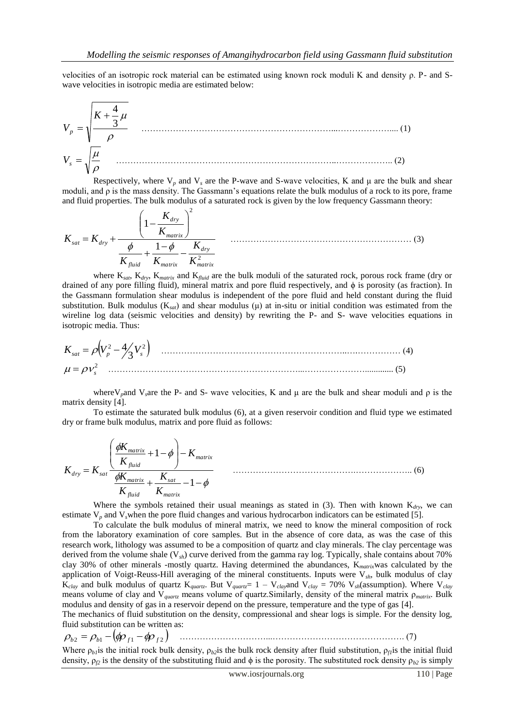velocities of an isotropic rock material can be estimated using known rock moduli K and density ρ. P- and S-wave velocities in isotropic media are estimated below:

$$V_p = \sqrt{\frac{K + \frac{4}{3}\mu}{\rho}} \quad \text{.......... (1)}$$

$$V_s = \sqrt{\frac{\mu}{\rho}} \quad \text{.......... (2)}$$

Respectively, where $V_p$ and $V_s$ are the P-wave and S-wave velocities, K and μ are the bulk and shear moduli, and ρ is the mass density. The Gassmann's equations relate the bulk modulus of a rock to its pore, frame and fluid properties. The bulk modulus of a saturated rock is given by the low frequency Gassmann theory:

$$K_{sat} = K_{dry} + \frac{\left(1 - \frac{K_{dry}}{K_{matrix}}\right)^2}{\frac{\phi}{K_{fluid}} + \frac{1-\phi}{K_{matrix}} - \frac{K_{dry}}{K_{matrix}^2}} \quad \text{.......... (3)}$$

where $K_{sat}$, $K_{dry}$, $K_{matrix}$ and $K_{fluid}$ are the bulk moduli of the saturated rock, porous rock frame (dry or drained of any pore filling fluid), mineral matrix and pore fluid respectively, and ϕ is porosity (as fraction). In the Gassmann formulation shear modulus is independent of the pore fluid and held constant during the fluid substitution. Bulk modulus ($K_{sat}$) and shear modulus (μ) at in-situ or initial condition was estimated from the wireline log data (seismic velocities and density) by rewriting the P- and S- wave velocities equations in isotropic media. Thus:

$$K_{sat} = \rho\left(V_p^2 - \tfrac{4}{3}V_s^2\right) \quad \text{.......... (4)}$$

$$\mu = \rho v_s^2 \quad \text{.......... (5)}$$

where$V_p$and $V_s$are the P- and S- wave velocities, K and μ are the bulk and shear moduli and ρ is the matrix density [4].

To estimate the saturated bulk modulus (6), at a given reservoir condition and fluid type we estimated dry or frame bulk modulus, matrix and pore fluid as follows:

$$K_{dry} = K_{sat}\frac{\left(\frac{\phi K_{matrix}}{K_{fluid}} + 1 - \phi\right) - K_{matrix}}{\frac{\phi K_{matrix}}{K_{fluid}} + \frac{K_{sat}}{K_{matrix}} - 1 - \phi} \quad \text{.......... (6)}$$

Where the symbols retained their usual meanings as stated in (3). Then with known $K_{dry}$, we can estimate $V_p$ and $V_s$when the pore fluid changes and various hydrocarbon indicators can be estimated [5].

To calculate the bulk modulus of mineral matrix, we need to know the mineral composition of rock from the laboratory examination of core samples. But in the absence of core data, as was the case of this research work, lithology was assumed to be a composition of quartz and clay minerals. The clay percentage was derived from the volume shale ($V_{sh}$) curve derived from the gamma ray log. Typically, shale contains about 70% clay 30% of other minerals -mostly quartz. Having determined the abundances, $K_{matrix}$was calculated by the application of Voigt-Reuss-Hill averaging of the mineral constituents. Inputs were $V_{sh}$, bulk modulus of clay $K_{clay}$ and bulk modulus of quartz $K_{quartz}$. But $V_{quartz}$= 1 – $V_{clay}$and $V_{clay}$ = 70% $V_{sh}$(assumption). Where $V_{clay}$ means volume of clay and $V_{quartz}$ means volume of quartz.Similarly, density of the mineral matrix $\rho_{matrix}$. Bulk modulus and density of gas in a reservoir depend on the pressure, temperature and the type of gas [4].

The mechanics of fluid substitution on the density, compressional and shear logs is simple. For the density log, fluid substitution can be written as:

$$\rho_{b2} = \rho_{b1} - \left(\phi\rho_{f1} - \phi\rho_{f2}\right) \quad \text{.......... (7)}$$

Where $\rho_{b1}$is the initial rock bulk density, $\rho_{b2}$is the bulk rock density after fluid substitution, $\rho_{f1}$is the initial fluid density, $\rho_{f2}$ is the density of the substituting fluid and ϕ is the porosity. The substituted rock density $\rho_{b2}$ is simply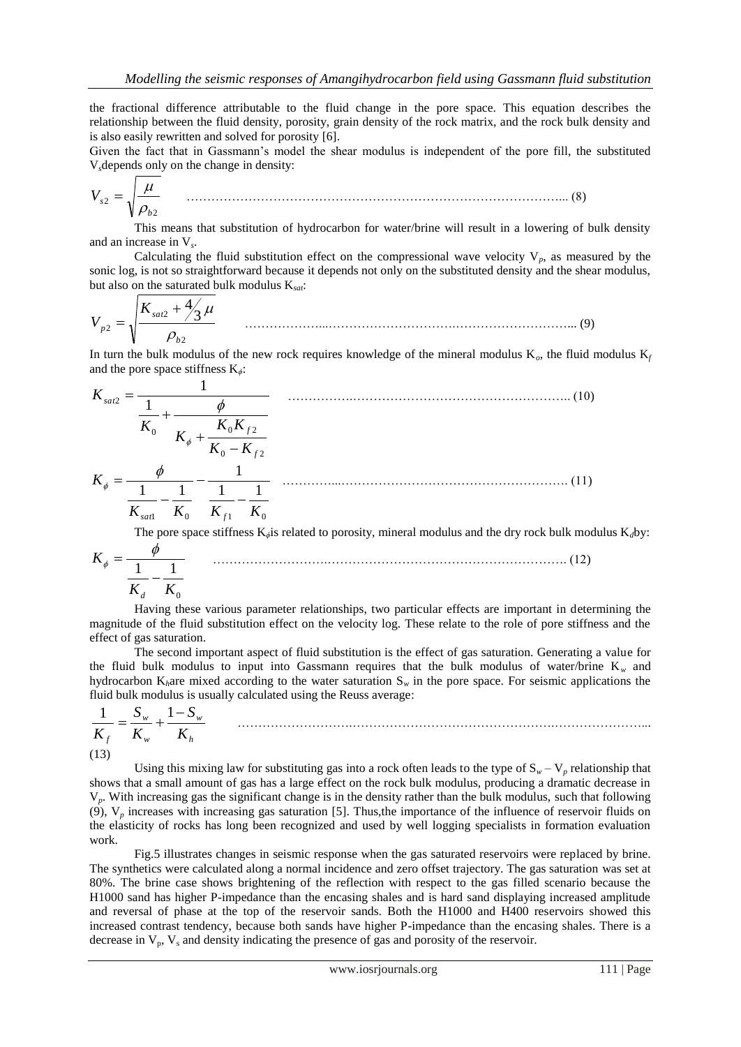the fractional difference attributable to the fluid change in the pore space. This equation describes the relationship between the fluid density, porosity, grain density of the rock matrix, and the rock bulk density and is also easily rewritten and solved for porosity [6].

Given the fact that in Gassmann's model the shear modulus is independent of the pore fill, the substituted $V_s$ depends only on the change in density:

$$V_{s2} = \sqrt{\frac{\mu}{\rho_{b2}}} \quad \text{(8)}$$

This means that substitution of hydrocarbon for water/brine will result in a lowering of bulk density and an increase in $V_s$.

Calculating the fluid substitution effect on the compressional wave velocity $V_p$, as measured by the sonic log, is not so straightforward because it depends not only on the substituted density and the shear modulus, but also on the saturated bulk modulus $K_{sat}$:

$$V_{p2} = \sqrt{\frac{K_{sat2} + \frac{4}{3}\mu}{\rho_{b2}}} \quad \text{(9)}$$

In turn the bulk modulus of the new rock requires knowledge of the mineral modulus $K_o$, the fluid modulus $K_f$ and the pore space stiffness $K_\phi$:

$$K_{sat2} = \frac{1}{\dfrac{1}{K_0} + \dfrac{\phi}{K_\phi + \dfrac{K_0 K_{f2}}{K_0 - K_{f2}}}} \quad \text{(10)}$$

$$K_\phi = \frac{\phi}{\dfrac{1}{K_{sat1}} - \dfrac{1}{K_0}} - \frac{1}{\dfrac{1}{K_{f1}} - \dfrac{1}{K_0}} \quad \text{(11)}$$

The pore space stiffness $K_\phi$ is related to porosity, mineral modulus and the dry rock bulk modulus $K_d$ by:

$$K_\phi = \frac{\phi}{\dfrac{1}{K_d} - \dfrac{1}{K_0}} \quad \text{(12)}$$

Having these various parameter relationships, two particular effects are important in determining the magnitude of the fluid substitution effect on the velocity log. These relate to the role of pore stiffness and the effect of gas saturation.

The second important aspect of fluid substitution is the effect of gas saturation. Generating a value for the fluid bulk modulus to input into Gassmann requires that the bulk modulus of water/brine $K_w$ and hydrocarbon $K_h$ are mixed according to the water saturation $S_w$ in the pore space. For seismic applications the fluid bulk modulus is usually calculated using the Reuss average:

$$\frac{1}{K_f} = \frac{S_w}{K_w} + \frac{1 - S_w}{K_h} \quad \text{(13)}$$

Using this mixing law for substituting gas into a rock often leads to the type of $S_w - V_p$ relationship that shows that a small amount of gas has a large effect on the rock bulk modulus, producing a dramatic decrease in $V_p$. With increasing gas the significant change is in the density rather than the bulk modulus, such that following (9), $V_p$ increases with increasing gas saturation [5]. Thus, the importance of the influence of reservoir fluids on the elasticity of rocks has long been recognized and used by well logging specialists in formation evaluation work.

Fig.5 illustrates changes in seismic response when the gas saturated reservoirs were replaced by brine. The synthetics were calculated along a normal incidence and zero offset trajectory. The gas saturation was set at 80%. The brine case shows brightening of the reflection with respect to the gas filled scenario because the H1000 sand has higher P-impedance than the encasing shales and is hard sand displaying increased amplitude and reversal of phase at the top of the reservoir sands. Both the H1000 and H400 reservoirs showed this increased contrast tendency, because both sands have higher P-impedance than the encasing shales. There is a decrease in $V_p$, $V_s$ and density indicating the presence of gas and porosity of the reservoir.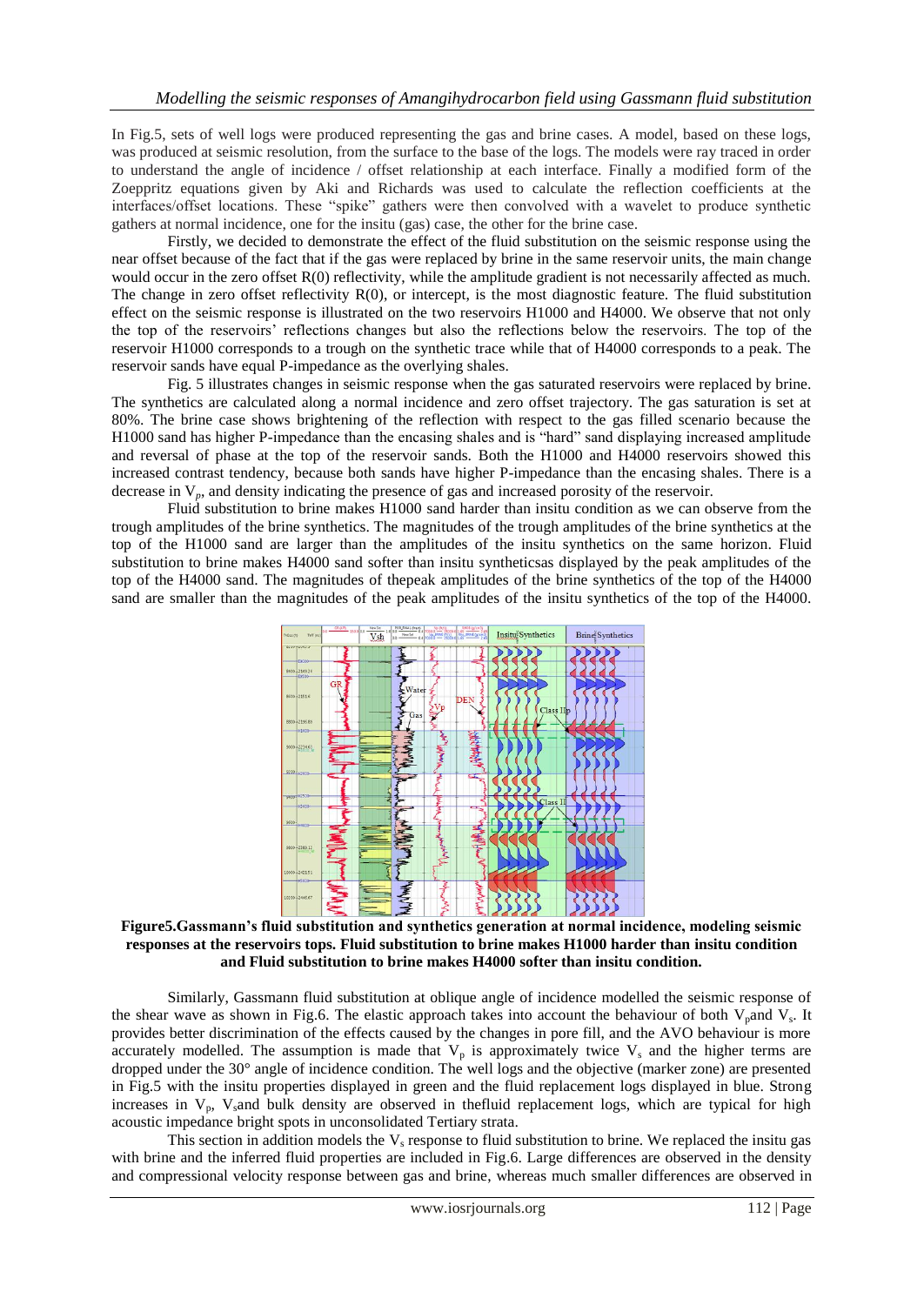In Fig.5, sets of well logs were produced representing the gas and brine cases. A model, based on these logs, was produced at seismic resolution, from the surface to the base of the logs. The models were ray traced in order to understand the angle of incidence / offset relationship at each interface. Finally a modified form of the Zoeppritz equations given by Aki and Richards was used to calculate the reflection coefficients at the interfaces/offset locations. These "spike" gathers were then convolved with a wavelet to produce synthetic gathers at normal incidence, one for the insitu (gas) case, the other for the brine case.

Firstly, we decided to demonstrate the effect of the fluid substitution on the seismic response using the near offset because of the fact that if the gas were replaced by brine in the same reservoir units, the main change would occur in the zero offset R(0) reflectivity, while the amplitude gradient is not necessarily affected as much. The change in zero offset reflectivity R(0), or intercept, is the most diagnostic feature. The fluid substitution effect on the seismic response is illustrated on the two reservoirs H1000 and H4000. We observe that not only the top of the reservoirs' reflections changes but also the reflections below the reservoirs. The top of the reservoir H1000 corresponds to a trough on the synthetic trace while that of H4000 corresponds to a peak. The reservoir sands have equal P-impedance as the overlying shales.

Fig. 5 illustrates changes in seismic response when the gas saturated reservoirs were replaced by brine. The synthetics are calculated along a normal incidence and zero offset trajectory. The gas saturation is set at 80%. The brine case shows brightening of the reflection with respect to the gas filled scenario because the H1000 sand has higher P-impedance than the encasing shales and is "hard" sand displaying increased amplitude and reversal of phase at the top of the reservoir sands. Both the H1000 and H4000 reservoirs showed this increased contrast tendency, because both sands have higher P-impedance than the encasing shales. There is a decrease in $V_p$, and density indicating the presence of gas and increased porosity of the reservoir.

Fluid substitution to brine makes H1000 sand harder than insitu condition as we can observe from the trough amplitudes of the brine synthetics. The magnitudes of the trough amplitudes of the brine synthetics at the top of the H1000 sand are larger than the amplitudes of the insitu synthetics on the same horizon. Fluid substitution to brine makes H4000 sand softer than insitu syntheticsas displayed by the peak amplitudes of the top of the H4000 sand. The magnitudes of thepeak amplitudes of the brine synthetics of the top of the H4000 sand are smaller than the magnitudes of the peak amplitudes of the insitu synthetics of the top of the H4000.

**Figure5.Gassmann's fluid substitution and synthetics generation at normal incidence, modeling seismic responses at the reservoirs tops. Fluid substitution to brine makes H1000 harder than insitu condition and Fluid substitution to brine makes H4000 softer than insitu condition.**

Similarly, Gassmann fluid substitution at oblique angle of incidence modelled the seismic response of the shear wave as shown in Fig.6. The elastic approach takes into account the behaviour of both $V_p$and $V_s$. It provides better discrimination of the effects caused by the changes in pore fill, and the AVO behaviour is more accurately modelled. The assumption is made that $V_p$ is approximately twice $V_s$ and the higher terms are dropped under the 30° angle of incidence condition. The well logs and the objective (marker zone) are presented in Fig.5 with the insitu properties displayed in green and the fluid replacement logs displayed in blue. Strong increases in $V_p$, $V_s$and bulk density are observed in thefluid replacement logs, which are typical for high acoustic impedance bright spots in unconsolidated Tertiary strata.

This section in addition models the $V_s$ response to fluid substitution to brine. We replaced the insitu gas with brine and the inferred fluid properties are included in Fig.6. Large differences are observed in the density and compressional velocity response between gas and brine, whereas much smaller differences are observed in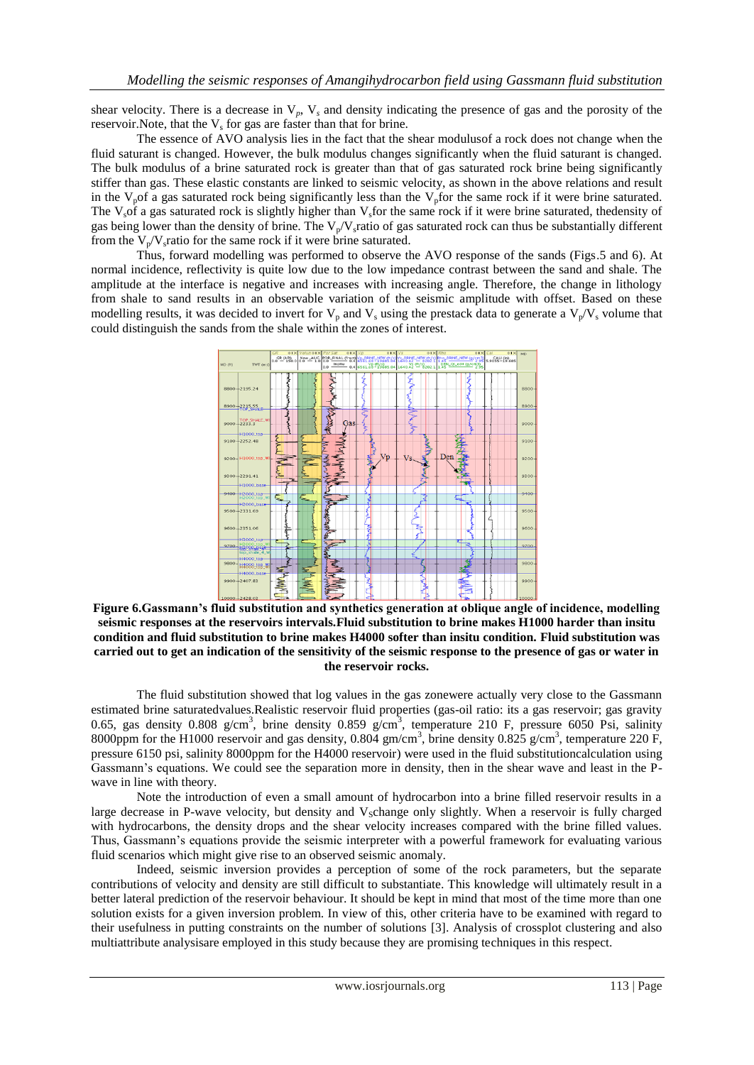shear velocity. There is a decrease in $V_p$, $V_s$ and density indicating the presence of gas and the porosity of the reservoir.Note, that the $V_s$ for gas are faster than that for brine.

The essence of AVO analysis lies in the fact that the shear modulusof a rock does not change when the fluid saturant is changed. However, the bulk modulus changes significantly when the fluid saturant is changed. The bulk modulus of a brine saturated rock is greater than that of gas saturated rock brine being significantly stiffer than gas. These elastic constants are linked to seismic velocity, as shown in the above relations and result in the $V_p$of a gas saturated rock being significantly less than the $V_p$for the same rock if it were brine saturated. The $V_s$of a gas saturated rock is slightly higher than $V_s$for the same rock if it were brine saturated, thedensity of gas being lower than the density of brine. The $V_p/V_s$ratio of gas saturated rock can thus be substantially different from the $V_p/V_s$ratio for the same rock if it were brine saturated.

Thus, forward modelling was performed to observe the AVO response of the sands (Figs.5 and 6). At normal incidence, reflectivity is quite low due to the low impedance contrast between the sand and shale. The amplitude at the interface is negative and increases with increasing angle. Therefore, the change in lithology from shale to sand results in an observable variation of the seismic amplitude with offset. Based on these modelling results, it was decided to invert for $V_p$ and $V_s$ using the prestack data to generate a $V_p/V_s$ volume that could distinguish the sands from the shale within the zones of interest.

**Figure 6.Gassmann's fluid substitution and synthetics generation at oblique angle of incidence, modelling seismic responses at the reservoirs intervals.Fluid substitution to brine makes H1000 harder than insitu condition and fluid substitution to brine makes H4000 softer than insitu condition. Fluid substitution was carried out to get an indication of the sensitivity of the seismic response to the presence of gas or water in the reservoir rocks.**

The fluid substitution showed that log values in the gas zonewere actually very close to the Gassmann estimated brine saturatedvalues.Realistic reservoir fluid properties (gas-oil ratio: its a gas reservoir; gas gravity 0.65, gas density 0.808 g/cm$^3$, brine density 0.859 g/cm$^3$, temperature 210 F, pressure 6050 Psi, salinity 8000ppm for the H1000 reservoir and gas density, 0.804 gm/cm$^3$, brine density 0.825 g/cm$^3$, temperature 220 F, pressure 6150 psi, salinity 8000ppm for the H4000 reservoir) were used in the fluid substitutioncalculation using Gassmann's equations. We could see the separation more in density, then in the shear wave and least in the P-wave in line with theory.

Note the introduction of even a small amount of hydrocarbon into a brine filled reservoir results in a large decrease in P-wave velocity, but density and $V_S$change only slightly. When a reservoir is fully charged with hydrocarbons, the density drops and the shear velocity increases compared with the brine filled values. Thus, Gassmann's equations provide the seismic interpreter with a powerful framework for evaluating various fluid scenarios which might give rise to an observed seismic anomaly.

Indeed, seismic inversion provides a perception of some of the rock parameters, but the separate contributions of velocity and density are still difficult to substantiate. This knowledge will ultimately result in a better lateral prediction of the reservoir behaviour. It should be kept in mind that most of the time more than one solution exists for a given inversion problem. In view of this, other criteria have to be examined with regard to their usefulness in putting constraints on the number of solutions [3]. Analysis of crossplot clustering and also multiattribute analysisare employed in this study because they are promising techniques in this respect.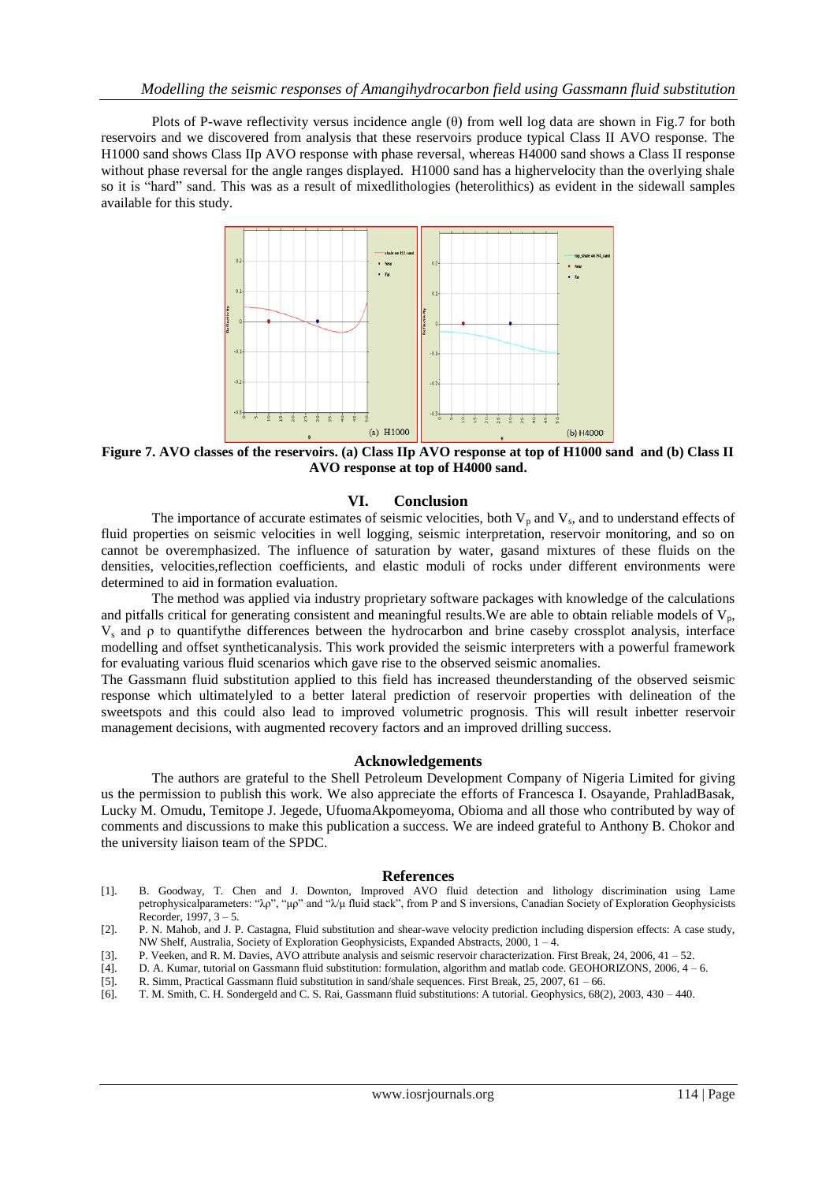Plots of P-wave reflectivity versus incidence angle (θ) from well log data are shown in Fig.7 for both reservoirs and we discovered from analysis that these reservoirs produce typical Class II AVO response. The H1000 sand shows Class IIp AVO response with phase reversal, whereas H4000 sand shows a Class II response without phase reversal for the angle ranges displayed. H1000 sand has a highervelocity than the overlying shale so it is "hard" sand. This was as a result of mixedlithologies (heterolithics) as evident in the sidewall samples available for this study.

(a) H1000

(b) H4000

**Figure 7. AVO classes of the reservoirs. (a) Class IIp AVO response at top of H1000 sand and (b) Class II AVO response at top of H4000 sand.**

## VI. Conclusion

The importance of accurate estimates of seismic velocities, both $V_p$ and $V_s$, and to understand effects of fluid properties on seismic velocities in well logging, seismic interpretation, reservoir monitoring, and so on cannot be overemphasized. The influence of saturation by water, gasand mixtures of these fluids on the densities, velocities,reflection coefficients, and elastic moduli of rocks under different environments were determined to aid in formation evaluation.

The method was applied via industry proprietary software packages with knowledge of the calculations and pitfalls critical for generating consistent and meaningful results.We are able to obtain reliable models of $V_p$, $V_s$ and ρ to quantifythe differences between the hydrocarbon and brine caseby crossplot analysis, interface modelling and offset syntheticanalysis. This work provided the seismic interpreters with a powerful framework for evaluating various fluid scenarios which gave rise to the observed seismic anomalies.

The Gassmann fluid substitution applied to this field has increased theunderstanding of the observed seismic response which ultimatelyled to a better lateral prediction of reservoir properties with delineation of the sweetspots and this could also lead to improved volumetric prognosis. This will result inbetter reservoir management decisions, with augmented recovery factors and an improved drilling success.

## Acknowledgements

The authors are grateful to the Shell Petroleum Development Company of Nigeria Limited for giving us the permission to publish this work. We also appreciate the efforts of Francesca I. Osayande, PrahladBasak, Lucky M. Omudu, Temitope J. Jegede, UfuomaAkpomeyoma, Obioma and all those who contributed by way of comments and discussions to make this publication a success. We are indeed grateful to Anthony B. Chokor and the university liaison team of the SPDC.

## References

[1]. B. Goodway, T. Chen and J. Downton, Improved AVO fluid detection and lithology discrimination using Lame petrophysicalparameters: "λρ", "μρ" and "λ/μ fluid stack", from P and S inversions, Canadian Society of Exploration Geophysicists Recorder, 1997, 3 – 5.

[2]. P. N. Mahob, and J. P. Castagna, Fluid substitution and shear-wave velocity prediction including dispersion effects: A case study, NW Shelf, Australia, Society of Exploration Geophysicists, Expanded Abstracts, 2000, 1 – 4.

[3]. P. Veeken, and R. M. Davies, AVO attribute analysis and seismic reservoir characterization. First Break, 24, 2006, 41 – 52.

[4]. D. A. Kumar, tutorial on Gassmann fluid substitution: formulation, algorithm and matlab code. GEOHORIZONS, 2006, 4 – 6.

[5]. R. Simm, Practical Gassmann fluid substitution in sand/shale sequences. First Break, 25, 2007, 61 – 66.

[6]. T. M. Smith, C. H. Sondergeld and C. S. Rai, Gassmann fluid substitutions: A tutorial. Geophysics, 68(2), 2003, 430 – 440.